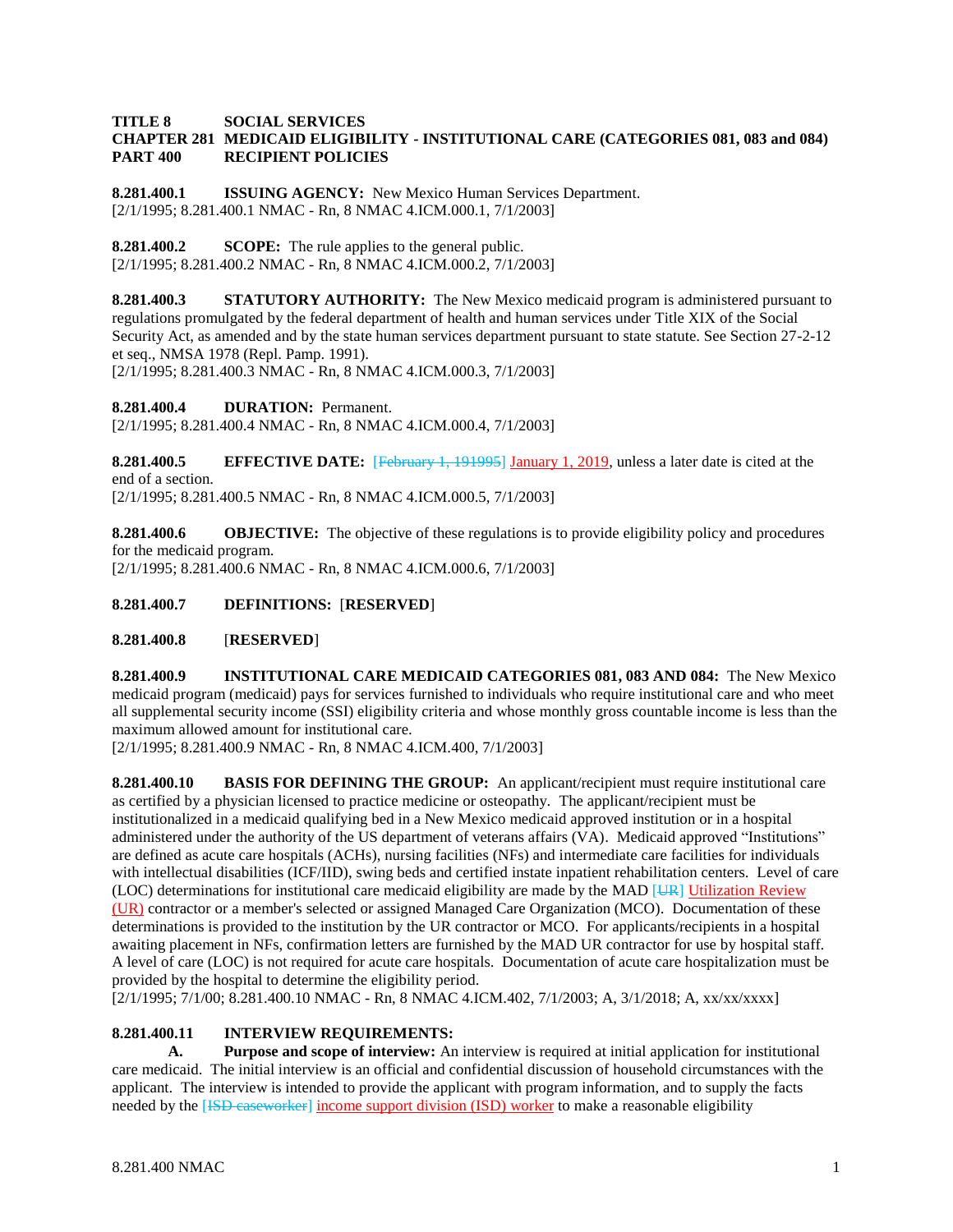**TITLE 8 SOCIAL SERVICES**
**CHAPTER 281 MEDICAID ELIGIBILITY - INSTITUTIONAL CARE (CATEGORIES 081, 083 and 084)**
**PART 400 RECIPIENT POLICIES**

**8.281.400.1 ISSUING AGENCY:** New Mexico Human Services Department.
[2/1/1995; 8.281.400.1 NMAC - Rn, 8 NMAC 4.ICM.000.1, 7/1/2003]

**8.281.400.2 SCOPE:** The rule applies to the general public.
[2/1/1995; 8.281.400.2 NMAC - Rn, 8 NMAC 4.ICM.000.2, 7/1/2003]

**8.281.400.3 STATUTORY AUTHORITY:** The New Mexico medicaid program is administered pursuant to regulations promulgated by the federal department of health and human services under Title XIX of the Social Security Act, as amended and by the state human services department pursuant to state statute. See Section 27-2-12 et seq., NMSA 1978 (Repl. Pamp. 1991).
[2/1/1995; 8.281.400.3 NMAC - Rn, 8 NMAC 4.ICM.000.3, 7/1/2003]

**8.281.400.4 DURATION:** Permanent.
[2/1/1995; 8.281.400.4 NMAC - Rn, 8 NMAC 4.ICM.000.4, 7/1/2003]

**8.281.400.5 EFFECTIVE DATE:** ~~[February 1, 191995]~~ January 1, 2019, unless a later date is cited at the end of a section.
[2/1/1995; 8.281.400.5 NMAC - Rn, 8 NMAC 4.ICM.000.5, 7/1/2003]

**8.281.400.6 OBJECTIVE:** The objective of these regulations is to provide eligibility policy and procedures for the medicaid program.
[2/1/1995; 8.281.400.6 NMAC - Rn, 8 NMAC 4.ICM.000.6, 7/1/2003]

**8.281.400.7 DEFINITIONS:** [**RESERVED**]

**8.281.400.8** [**RESERVED**]

**8.281.400.9 INSTITUTIONAL CARE MEDICAID CATEGORIES 081, 083 AND 084:** The New Mexico medicaid program (medicaid) pays for services furnished to individuals who require institutional care and who meet all supplemental security income (SSI) eligibility criteria and whose monthly gross countable income is less than the maximum allowed amount for institutional care.
[2/1/1995; 8.281.400.9 NMAC - Rn, 8 NMAC 4.ICM.400, 7/1/2003]

**8.281.400.10 BASIS FOR DEFINING THE GROUP:** An applicant/recipient must require institutional care as certified by a physician licensed to practice medicine or osteopathy. The applicant/recipient must be institutionalized in a medicaid qualifying bed in a New Mexico medicaid approved institution or in a hospital administered under the authority of the US department of veterans affairs (VA). Medicaid approved "Institutions" are defined as acute care hospitals (ACHs), nursing facilities (NFs) and intermediate care facilities for individuals with intellectual disabilities (ICF/IID), swing beds and certified instate inpatient rehabilitation centers. Level of care (LOC) determinations for institutional care medicaid eligibility are made by the MAD ~~[UR]~~ Utilization Review (UR) contractor or a member's selected or assigned Managed Care Organization (MCO). Documentation of these determinations is provided to the institution by the UR contractor or MCO. For applicants/recipients in a hospital awaiting placement in NFs, confirmation letters are furnished by the MAD UR contractor for use by hospital staff. A level of care (LOC) is not required for acute care hospitals. Documentation of acute care hospitalization must be provided by the hospital to determine the eligibility period.
[2/1/1995; 7/1/00; 8.281.400.10 NMAC - Rn, 8 NMAC 4.ICM.402, 7/1/2003; A, 3/1/2018; A, xx/xx/xxxx]

**8.281.400.11 INTERVIEW REQUIREMENTS:**

**A. Purpose and scope of interview:** An interview is required at initial application for institutional care medicaid. The initial interview is an official and confidential discussion of household circumstances with the applicant. The interview is intended to provide the applicant with program information, and to supply the facts needed by the ~~[ISD caseworker]~~ income support division (ISD) worker to make a reasonable eligibility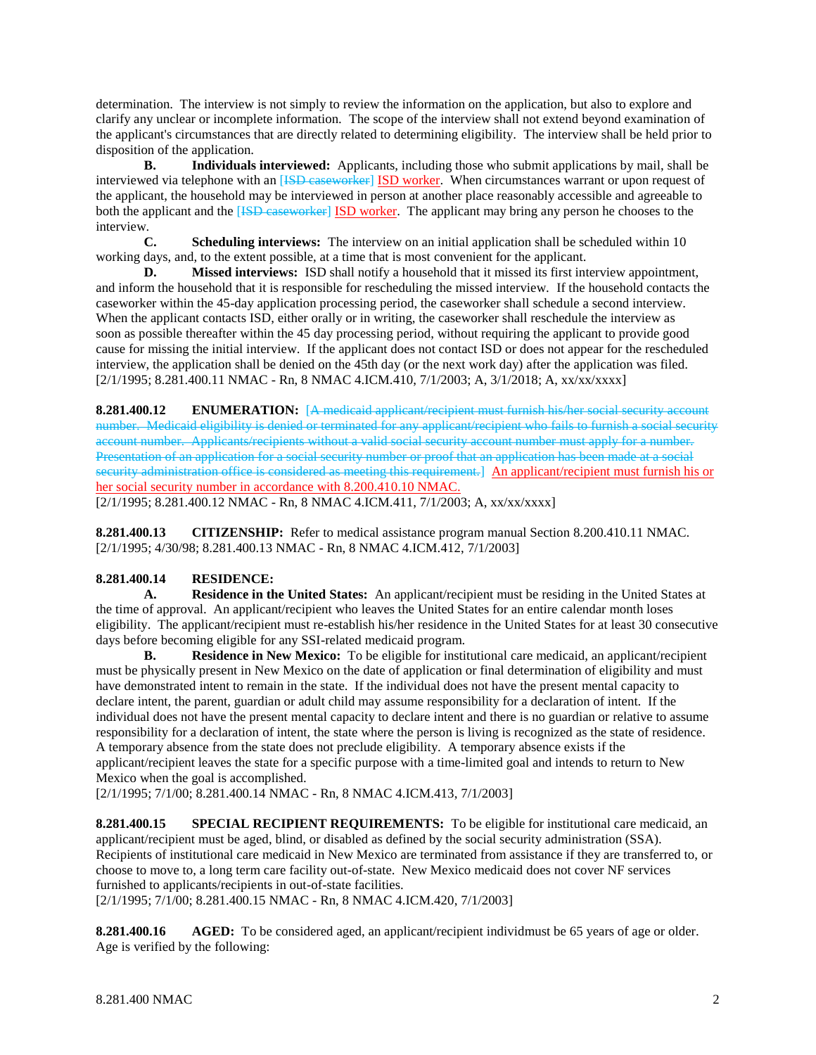determination. The interview is not simply to review the information on the application, but also to explore and clarify any unclear or incomplete information. The scope of the interview shall not extend beyond examination of the applicant's circumstances that are directly related to determining eligibility. The interview shall be held prior to disposition of the application.

**B. Individuals interviewed:** Applicants, including those who submit applications by mail, shall be interviewed via telephone with an [~~ISD caseworker~~] ISD worker. When circumstances warrant or upon request of the applicant, the household may be interviewed in person at another place reasonably accessible and agreeable to both the applicant and the [~~ISD caseworker~~] ISD worker. The applicant may bring any person he chooses to the interview.

**C. Scheduling interviews:** The interview on an initial application shall be scheduled within 10 working days, and, to the extent possible, at a time that is most convenient for the applicant.

**D. Missed interviews:** ISD shall notify a household that it missed its first interview appointment, and inform the household that it is responsible for rescheduling the missed interview. If the household contacts the caseworker within the 45-day application processing period, the caseworker shall schedule a second interview. When the applicant contacts ISD, either orally or in writing, the caseworker shall reschedule the interview as soon as possible thereafter within the 45 day processing period, without requiring the applicant to provide good cause for missing the initial interview. If the applicant does not contact ISD or does not appear for the rescheduled interview, the application shall be denied on the 45th day (or the next work day) after the application was filed.
[2/1/1995; 8.281.400.11 NMAC - Rn, 8 NMAC 4.ICM.410, 7/1/2003; A, 3/1/2018; A, xx/xx/xxxx]

**8.281.400.12 ENUMERATION:** [~~A medicaid applicant/recipient must furnish his/her social security account number. Medicaid eligibility is denied or terminated for any applicant/recipient who fails to furnish a social security account number. Applicants/recipients without a valid social security account number must apply for a number. Presentation of an application for a social security number or proof that an application has been made at a social security administration office is considered as meeting this requirement.~~] An applicant/recipient must furnish his or her social security number in accordance with 8.200.410.10 NMAC.
[2/1/1995; 8.281.400.12 NMAC - Rn, 8 NMAC 4.ICM.411, 7/1/2003; A, xx/xx/xxxx]

**8.281.400.13 CITIZENSHIP:** Refer to medical assistance program manual Section 8.200.410.11 NMAC.
[2/1/1995; 4/30/98; 8.281.400.13 NMAC - Rn, 8 NMAC 4.ICM.412, 7/1/2003]

**8.281.400.14 RESIDENCE:**

**A. Residence in the United States:** An applicant/recipient must be residing in the United States at the time of approval. An applicant/recipient who leaves the United States for an entire calendar month loses eligibility. The applicant/recipient must re-establish his/her residence in the United States for at least 30 consecutive days before becoming eligible for any SSI-related medicaid program.

**B. Residence in New Mexico:** To be eligible for institutional care medicaid, an applicant/recipient must be physically present in New Mexico on the date of application or final determination of eligibility and must have demonstrated intent to remain in the state. If the individual does not have the present mental capacity to declare intent, the parent, guardian or adult child may assume responsibility for a declaration of intent. If the individual does not have the present mental capacity to declare intent and there is no guardian or relative to assume responsibility for a declaration of intent, the state where the person is living is recognized as the state of residence. A temporary absence from the state does not preclude eligibility. A temporary absence exists if the applicant/recipient leaves the state for a specific purpose with a time-limited goal and intends to return to New Mexico when the goal is accomplished.
[2/1/1995; 7/1/00; 8.281.400.14 NMAC - Rn, 8 NMAC 4.ICM.413, 7/1/2003]

**8.281.400.15 SPECIAL RECIPIENT REQUIREMENTS:** To be eligible for institutional care medicaid, an applicant/recipient must be aged, blind, or disabled as defined by the social security administration (SSA). Recipients of institutional care medicaid in New Mexico are terminated from assistance if they are transferred to, or choose to move to, a long term care facility out-of-state. New Mexico medicaid does not cover NF services furnished to applicants/recipients in out-of-state facilities.
[2/1/1995; 7/1/00; 8.281.400.15 NMAC - Rn, 8 NMAC 4.ICM.420, 7/1/2003]

**8.281.400.16 AGED:** To be considered aged, an applicant/recipient individmust be 65 years of age or older. Age is verified by the following: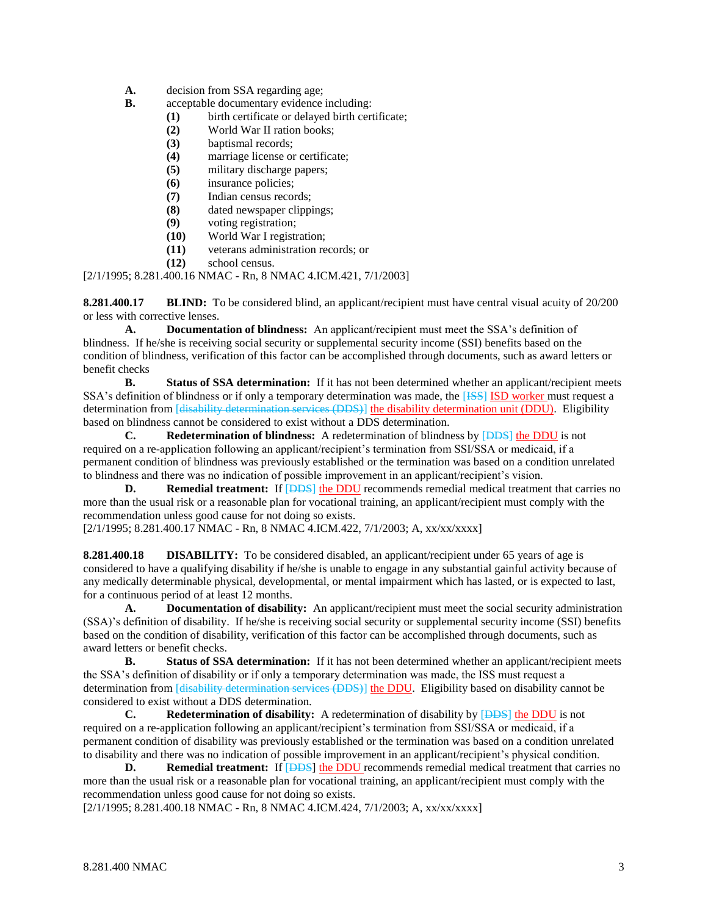**A.** decision from SSA regarding age;

**B.** acceptable documentary evidence including:

**(1)** birth certificate or delayed birth certificate;
**(2)** World War II ration books;
**(3)** baptismal records;
**(4)** marriage license or certificate;
**(5)** military discharge papers;
**(6)** insurance policies;
**(7)** Indian census records;
**(8)** dated newspaper clippings;
**(9)** voting registration;
**(10)** World War I registration;
**(11)** veterans administration records; or
**(12)** school census.

[2/1/1995; 8.281.400.16 NMAC - Rn, 8 NMAC 4.ICM.421, 7/1/2003]

**8.281.400.17 BLIND:** To be considered blind, an applicant/recipient must have central visual acuity of 20/200 or less with corrective lenses.

**A. Documentation of blindness:** An applicant/recipient must meet the SSA's definition of blindness. If he/she is receiving social security or supplemental security income (SSI) benefits based on the condition of blindness, verification of this factor can be accomplished through documents, such as award letters or benefit checks

**B. Status of SSA determination:** If it has not been determined whether an applicant/recipient meets SSA's definition of blindness or if only a temporary determination was made, the [~~ISS~~] ISD worker must request a determination from [~~disability determination services (DDS)~~] the disability determination unit (DDU). Eligibility based on blindness cannot be considered to exist without a DDS determination.

**C. Redetermination of blindness:** A redetermination of blindness by [~~DDS~~] the DDU is not required on a re-application following an applicant/recipient's termination from SSI/SSA or medicaid, if a permanent condition of blindness was previously established or the termination was based on a condition unrelated to blindness and there was no indication of possible improvement in an applicant/recipient's vision.

**D. Remedial treatment:** If [~~DDS~~] the DDU recommends remedial medical treatment that carries no more than the usual risk or a reasonable plan for vocational training, an applicant/recipient must comply with the recommendation unless good cause for not doing so exists.

[2/1/1995; 8.281.400.17 NMAC - Rn, 8 NMAC 4.ICM.422, 7/1/2003; A, xx/xx/xxxx]

**8.281.400.18 DISABILITY:** To be considered disabled, an applicant/recipient under 65 years of age is considered to have a qualifying disability if he/she is unable to engage in any substantial gainful activity because of any medically determinable physical, developmental, or mental impairment which has lasted, or is expected to last, for a continuous period of at least 12 months.

**A. Documentation of disability:** An applicant/recipient must meet the social security administration (SSA)'s definition of disability. If he/she is receiving social security or supplemental security income (SSI) benefits based on the condition of disability, verification of this factor can be accomplished through documents, such as award letters or benefit checks.

**B. Status of SSA determination:** If it has not been determined whether an applicant/recipient meets the SSA's definition of disability or if only a temporary determination was made, the ISS must request a determination from [~~disability determination services (DDS)~~] the DDU. Eligibility based on disability cannot be considered to exist without a DDS determination.

**C. Redetermination of disability:** A redetermination of disability by [~~DDS~~] the DDU is not required on a re-application following an applicant/recipient's termination from SSI/SSA or medicaid, if a permanent condition of disability was previously established or the termination was based on a condition unrelated to disability and there was no indication of possible improvement in an applicant/recipient's physical condition.

**D. Remedial treatment:** If [~~DDS~~] the DDU recommends remedial medical treatment that carries no more than the usual risk or a reasonable plan for vocational training, an applicant/recipient must comply with the recommendation unless good cause for not doing so exists.

[2/1/1995; 8.281.400.18 NMAC - Rn, 8 NMAC 4.ICM.424, 7/1/2003; A, xx/xx/xxxx]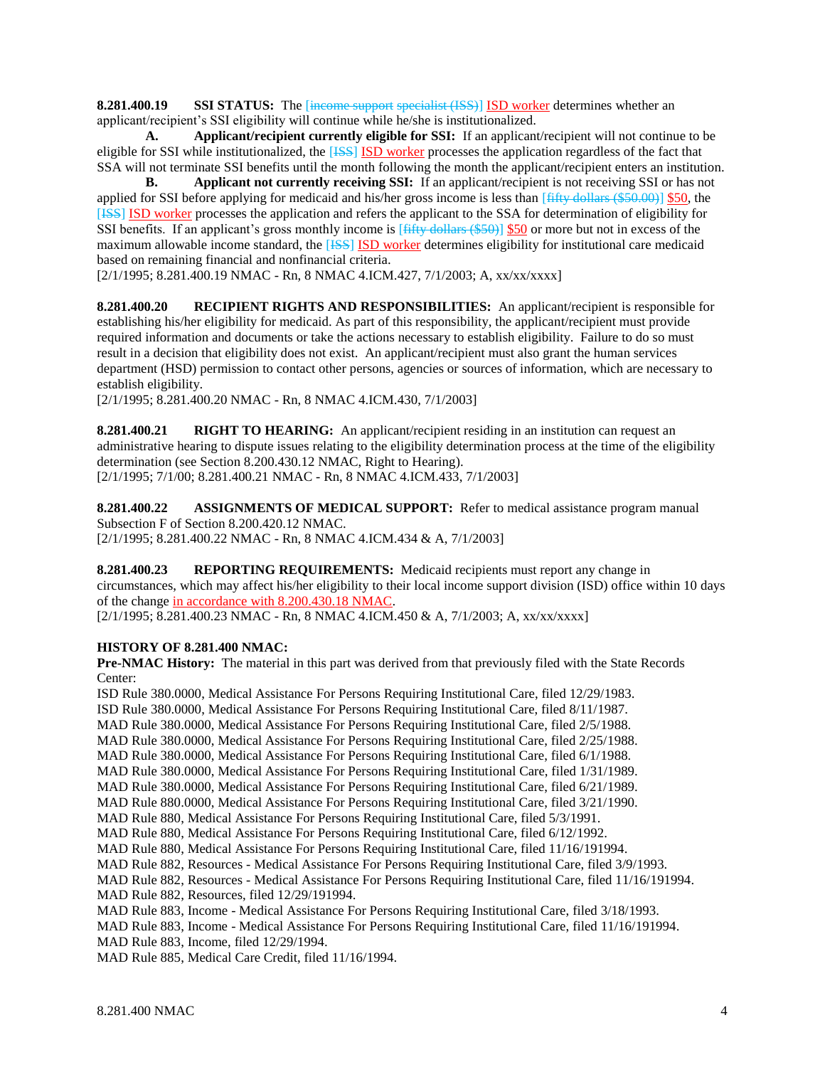**8.281.400.19 SSI STATUS:** The [~~income support specialist (ISS)~~] ISD worker determines whether an applicant/recipient's SSI eligibility will continue while he/she is institutionalized.

**A. Applicant/recipient currently eligible for SSI:** If an applicant/recipient will not continue to be eligible for SSI while institutionalized, the [~~ISS~~] ISD worker processes the application regardless of the fact that SSA will not terminate SSI benefits until the month following the month the applicant/recipient enters an institution.

**B. Applicant not currently receiving SSI:** If an applicant/recipient is not receiving SSI or has not applied for SSI before applying for medicaid and his/her gross income is less than [~~fifty dollars ($50.00)~~] $50, the [~~ISS~~] ISD worker processes the application and refers the applicant to the SSA for determination of eligibility for SSI benefits. If an applicant's gross monthly income is [~~fifty dollars ($50)~~] $50 or more but not in excess of the maximum allowable income standard, the [~~ISS~~] ISD worker determines eligibility for institutional care medicaid based on remaining financial and nonfinancial criteria.

[2/1/1995; 8.281.400.19 NMAC - Rn, 8 NMAC 4.ICM.427, 7/1/2003; A, xx/xx/xxxx]

**8.281.400.20 RECIPIENT RIGHTS AND RESPONSIBILITIES:** An applicant/recipient is responsible for establishing his/her eligibility for medicaid. As part of this responsibility, the applicant/recipient must provide required information and documents or take the actions necessary to establish eligibility. Failure to do so must result in a decision that eligibility does not exist. An applicant/recipient must also grant the human services department (HSD) permission to contact other persons, agencies or sources of information, which are necessary to establish eligibility.

[2/1/1995; 8.281.400.20 NMAC - Rn, 8 NMAC 4.ICM.430, 7/1/2003]

**8.281.400.21 RIGHT TO HEARING:** An applicant/recipient residing in an institution can request an administrative hearing to dispute issues relating to the eligibility determination process at the time of the eligibility determination (see Section 8.200.430.12 NMAC, Right to Hearing).

[2/1/1995; 7/1/00; 8.281.400.21 NMAC - Rn, 8 NMAC 4.ICM.433, 7/1/2003]

**8.281.400.22 ASSIGNMENTS OF MEDICAL SUPPORT:** Refer to medical assistance program manual Subsection F of Section 8.200.420.12 NMAC.

[2/1/1995; 8.281.400.22 NMAC - Rn, 8 NMAC 4.ICM.434 & A, 7/1/2003]

**8.281.400.23 REPORTING REQUIREMENTS:** Medicaid recipients must report any change in circumstances, which may affect his/her eligibility to their local income support division (ISD) office within 10 days of the change in accordance with 8.200.430.18 NMAC.

[2/1/1995; 8.281.400.23 NMAC - Rn, 8 NMAC 4.ICM.450 & A, 7/1/2003; A, xx/xx/xxxx]

**HISTORY OF 8.281.400 NMAC:**

**Pre-NMAC History:** The material in this part was derived from that previously filed with the State Records Center:

ISD Rule 380.0000, Medical Assistance For Persons Requiring Institutional Care, filed 12/29/1983.
ISD Rule 380.0000, Medical Assistance For Persons Requiring Institutional Care, filed 8/11/1987.
MAD Rule 380.0000, Medical Assistance For Persons Requiring Institutional Care, filed 2/5/1988.
MAD Rule 380.0000, Medical Assistance For Persons Requiring Institutional Care, filed 2/25/1988.
MAD Rule 380.0000, Medical Assistance For Persons Requiring Institutional Care, filed 6/1/1988.
MAD Rule 380.0000, Medical Assistance For Persons Requiring Institutional Care, filed 1/31/1989.
MAD Rule 380.0000, Medical Assistance For Persons Requiring Institutional Care, filed 6/21/1989.
MAD Rule 880.0000, Medical Assistance For Persons Requiring Institutional Care, filed 3/21/1990.
MAD Rule 880, Medical Assistance For Persons Requiring Institutional Care, filed 5/3/1991.
MAD Rule 880, Medical Assistance For Persons Requiring Institutional Care, filed 6/12/1992.
MAD Rule 880, Medical Assistance For Persons Requiring Institutional Care, filed 11/16/191994.
MAD Rule 882, Resources - Medical Assistance For Persons Requiring Institutional Care, filed 3/9/1993.
MAD Rule 882, Resources - Medical Assistance For Persons Requiring Institutional Care, filed 11/16/191994.
MAD Rule 882, Resources, filed 12/29/191994.
MAD Rule 883, Income - Medical Assistance For Persons Requiring Institutional Care, filed 3/18/1993.
MAD Rule 883, Income - Medical Assistance For Persons Requiring Institutional Care, filed 11/16/191994.
MAD Rule 883, Income, filed 12/29/1994.
MAD Rule 885, Medical Care Credit, filed 11/16/1994.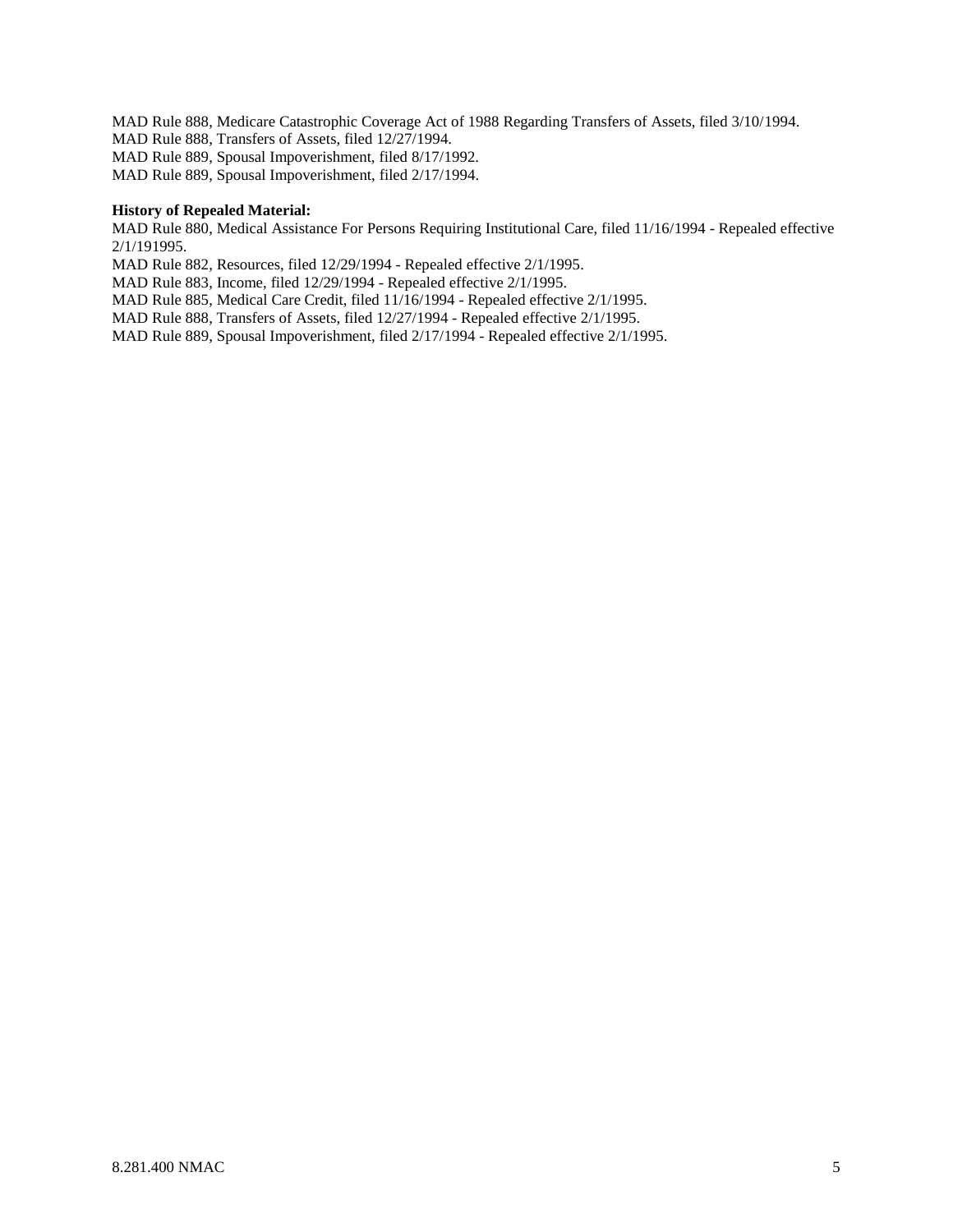MAD Rule 888, Medicare Catastrophic Coverage Act of 1988 Regarding Transfers of Assets, filed 3/10/1994.
MAD Rule 888, Transfers of Assets, filed 12/27/1994.
MAD Rule 889, Spousal Impoverishment, filed 8/17/1992.
MAD Rule 889, Spousal Impoverishment, filed 2/17/1994.

**History of Repealed Material:**
MAD Rule 880, Medical Assistance For Persons Requiring Institutional Care, filed 11/16/1994 - Repealed effective 2/1/191995.
MAD Rule 882, Resources, filed 12/29/1994 - Repealed effective 2/1/1995.
MAD Rule 883, Income, filed 12/29/1994 - Repealed effective 2/1/1995.
MAD Rule 885, Medical Care Credit, filed 11/16/1994 - Repealed effective 2/1/1995.
MAD Rule 888, Transfers of Assets, filed 12/27/1994 - Repealed effective 2/1/1995.
MAD Rule 889, Spousal Impoverishment, filed 2/17/1994 - Repealed effective 2/1/1995.